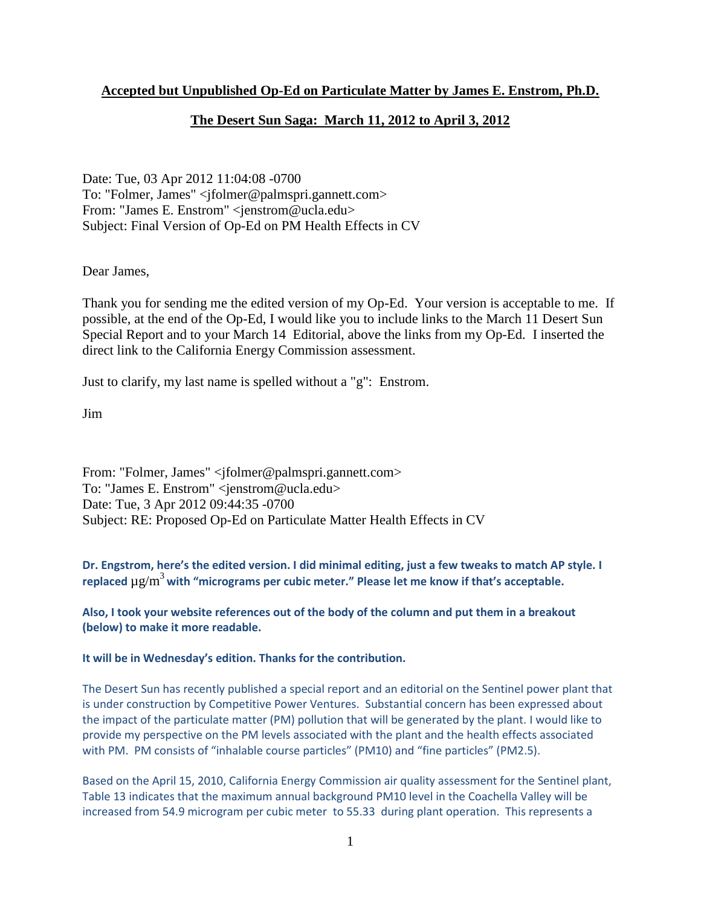**Accepted but Unpublished Op-Ed on Particulate Matter by James E. Enstrom, Ph.D.**

**The Desert Sun Saga: March 11, 2012 to April 3, 2012**

Date: Tue, 03 Apr 2012 11:04:08 -0700
To: "Folmer, James" <jfolmer@palmspri.gannett.com>
From: "James E. Enstrom" <jenstrom@ucla.edu>
Subject: Final Version of Op-Ed on PM Health Effects in CV

Dear James,

Thank you for sending me the edited version of my Op-Ed. Your version is acceptable to me. If possible, at the end of the Op-Ed, I would like you to include links to the March 11 Desert Sun Special Report and to your March 14 Editorial, above the links from my Op-Ed. I inserted the direct link to the California Energy Commission assessment.

Just to clarify, my last name is spelled without a "g": Enstrom.

Jim

From: "Folmer, James" <jfolmer@palmspri.gannett.com>
To: "James E. Enstrom" <jenstrom@ucla.edu>
Date: Tue, 3 Apr 2012 09:44:35 -0700
Subject: RE: Proposed Op-Ed on Particulate Matter Health Effects in CV

**Dr. Engstrom, here's the edited version. I did minimal editing, just a few tweaks to match AP style. I replaced $\mu g/m^3$ with "micrograms per cubic meter." Please let me know if that's acceptable.**

**Also, I took your website references out of the body of the column and put them in a breakout (below) to make it more readable.**

**It will be in Wednesday's edition. Thanks for the contribution.**

The Desert Sun has recently published a special report and an editorial on the Sentinel power plant that is under construction by Competitive Power Ventures. Substantial concern has been expressed about the impact of the particulate matter (PM) pollution that will be generated by the plant. I would like to provide my perspective on the PM levels associated with the plant and the health effects associated with PM. PM consists of "inhalable course particles" (PM10) and "fine particles" (PM2.5).

Based on the April 15, 2010, California Energy Commission air quality assessment for the Sentinel plant, Table 13 indicates that the maximum annual background PM10 level in the Coachella Valley will be increased from 54.9 microgram per cubic meter to 55.33 during plant operation. This represents a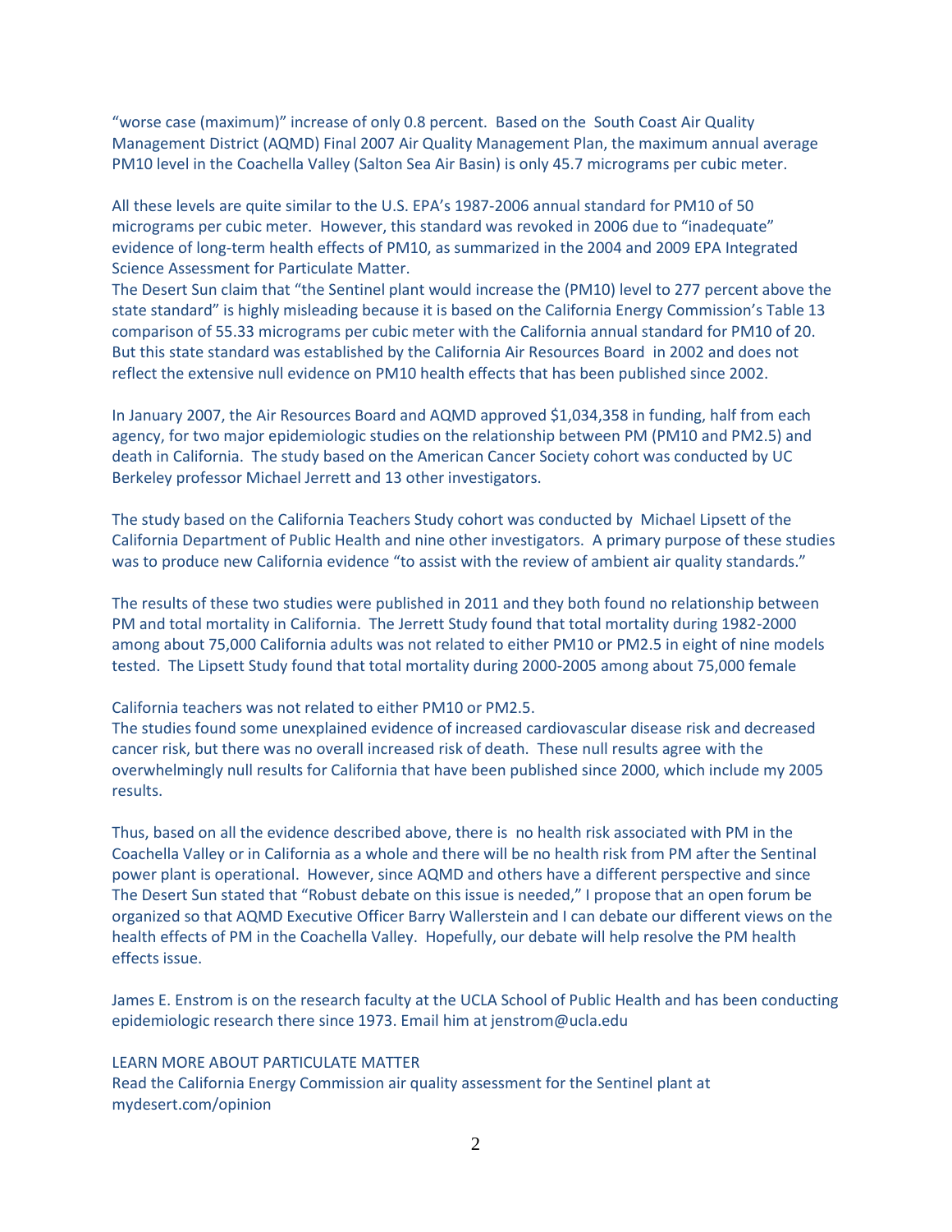"worse case (maximum)" increase of only 0.8 percent. Based on the South Coast Air Quality Management District (AQMD) Final 2007 Air Quality Management Plan, the maximum annual average PM10 level in the Coachella Valley (Salton Sea Air Basin) is only 45.7 micrograms per cubic meter.

All these levels are quite similar to the U.S. EPA's 1987-2006 annual standard for PM10 of 50 micrograms per cubic meter. However, this standard was revoked in 2006 due to "inadequate" evidence of long-term health effects of PM10, as summarized in the 2004 and 2009 EPA Integrated Science Assessment for Particulate Matter.

The Desert Sun claim that "the Sentinel plant would increase the (PM10) level to 277 percent above the state standard" is highly misleading because it is based on the California Energy Commission's Table 13 comparison of 55.33 micrograms per cubic meter with the California annual standard for PM10 of 20. But this state standard was established by the California Air Resources Board in 2002 and does not reflect the extensive null evidence on PM10 health effects that has been published since 2002.

In January 2007, the Air Resources Board and AQMD approved $1,034,358 in funding, half from each agency, for two major epidemiologic studies on the relationship between PM (PM10 and PM2.5) and death in California. The study based on the American Cancer Society cohort was conducted by UC Berkeley professor Michael Jerrett and 13 other investigators.

The study based on the California Teachers Study cohort was conducted by Michael Lipsett of the California Department of Public Health and nine other investigators. A primary purpose of these studies was to produce new California evidence "to assist with the review of ambient air quality standards."

The results of these two studies were published in 2011 and they both found no relationship between PM and total mortality in California. The Jerrett Study found that total mortality during 1982-2000 among about 75,000 California adults was not related to either PM10 or PM2.5 in eight of nine models tested. The Lipsett Study found that total mortality during 2000-2005 among about 75,000 female California teachers was not related to either PM10 or PM2.5.

The studies found some unexplained evidence of increased cardiovascular disease risk and decreased cancer risk, but there was no overall increased risk of death. These null results agree with the overwhelmingly null results for California that have been published since 2000, which include my 2005 results.

Thus, based on all the evidence described above, there is no health risk associated with PM in the Coachella Valley or in California as a whole and there will be no health risk from PM after the Sentinal power plant is operational. However, since AQMD and others have a different perspective and since The Desert Sun stated that "Robust debate on this issue is needed," I propose that an open forum be organized so that AQMD Executive Officer Barry Wallerstein and I can debate our different views on the health effects of PM in the Coachella Valley. Hopefully, our debate will help resolve the PM health effects issue.

James E. Enstrom is on the research faculty at the UCLA School of Public Health and has been conducting epidemiologic research there since 1973. Email him at jenstrom@ucla.edu

LEARN MORE ABOUT PARTICULATE MATTER

Read the California Energy Commission air quality assessment for the Sentinel plant at mydesert.com/opinion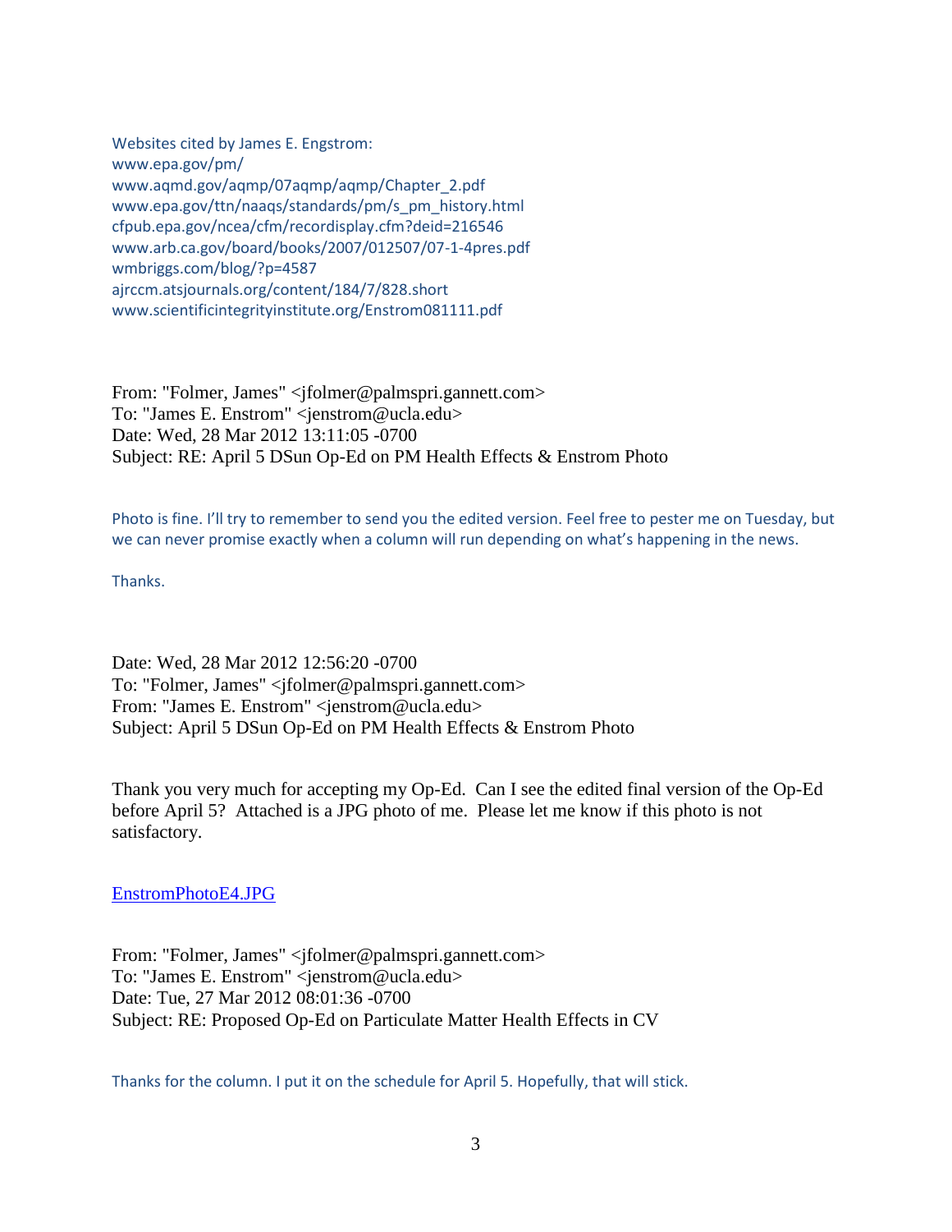Websites cited by James E. Engstrom:
www.epa.gov/pm/
www.aqmd.gov/aqmp/07aqmp/aqmp/Chapter_2.pdf
www.epa.gov/ttn/naaqs/standards/pm/s_pm_history.html
cfpub.epa.gov/ncea/cfm/recordisplay.cfm?deid=216546
www.arb.ca.gov/board/books/2007/012507/07-1-4pres.pdf
wmbriggs.com/blog/?p=4587
ajrccm.atsjournals.org/content/184/7/828.short
www.scientificintegrityinstitute.org/Enstrom081111.pdf

From: "Folmer, James" <jfolmer@palmspri.gannett.com>
To: "James E. Enstrom" <jenstrom@ucla.edu>
Date: Wed, 28 Mar 2012 13:11:05 -0700
Subject: RE: April 5 DSun Op-Ed on PM Health Effects & Enstrom Photo

Photo is fine. I'll try to remember to send you the edited version. Feel free to pester me on Tuesday, but we can never promise exactly when a column will run depending on what's happening in the news.

Thanks.

Date: Wed, 28 Mar 2012 12:56:20 -0700
To: "Folmer, James" <jfolmer@palmspri.gannett.com>
From: "James E. Enstrom" <jenstrom@ucla.edu>
Subject: April 5 DSun Op-Ed on PM Health Effects & Enstrom Photo

Thank you very much for accepting my Op-Ed. Can I see the edited final version of the Op-Ed before April 5? Attached is a JPG photo of me. Please let me know if this photo is not satisfactory.

EnstromPhotoE4.JPG

From: "Folmer, James" <jfolmer@palmspri.gannett.com>
To: "James E. Enstrom" <jenstrom@ucla.edu>
Date: Tue, 27 Mar 2012 08:01:36 -0700
Subject: RE: Proposed Op-Ed on Particulate Matter Health Effects in CV

Thanks for the column. I put it on the schedule for April 5. Hopefully, that will stick.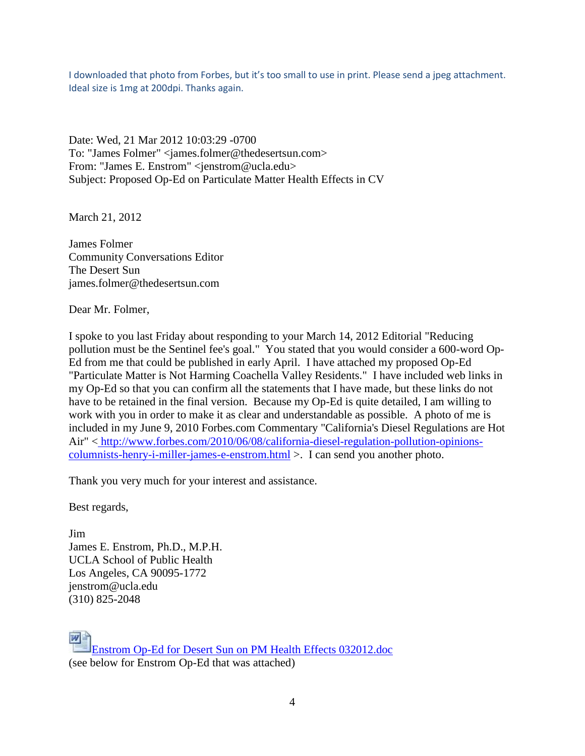I downloaded that photo from Forbes, but it's too small to use in print. Please send a jpeg attachment. Ideal size is 1mg at 200dpi. Thanks again.

Date: Wed, 21 Mar 2012 10:03:29 -0700
To: "James Folmer" <james.folmer@thedesertsun.com>
From: "James E. Enstrom" <jenstrom@ucla.edu>
Subject: Proposed Op-Ed on Particulate Matter Health Effects in CV

March 21, 2012

James Folmer
Community Conversations Editor
The Desert Sun
james.folmer@thedesertsun.com

Dear Mr. Folmer,

I spoke to you last Friday about responding to your March 14, 2012 Editorial "Reducing pollution must be the Sentinel fee's goal." You stated that you would consider a 600-word Op-Ed from me that could be published in early April. I have attached my proposed Op-Ed "Particulate Matter is Not Harming Coachella Valley Residents." I have included web links in my Op-Ed so that you can confirm all the statements that I have made, but these links do not have to be retained in the final version. Because my Op-Ed is quite detailed, I am willing to work with you in order to make it as clear and understandable as possible. A photo of me is included in my June 9, 2010 Forbes.com Commentary "California's Diesel Regulations are Hot Air" < http://www.forbes.com/2010/06/08/california-diesel-regulation-pollution-opinions-columnists-henry-i-miller-james-e-enstrom.html >. I can send you another photo.

Thank you very much for your interest and assistance.

Best regards,

Jim
James E. Enstrom, Ph.D., M.P.H.
UCLA School of Public Health
Los Angeles, CA 90095-1772
jenstrom@ucla.edu
(310) 825-2048

Enstrom Op-Ed for Desert Sun on PM Health Effects 032012.doc
(see below for Enstrom Op-Ed that was attached)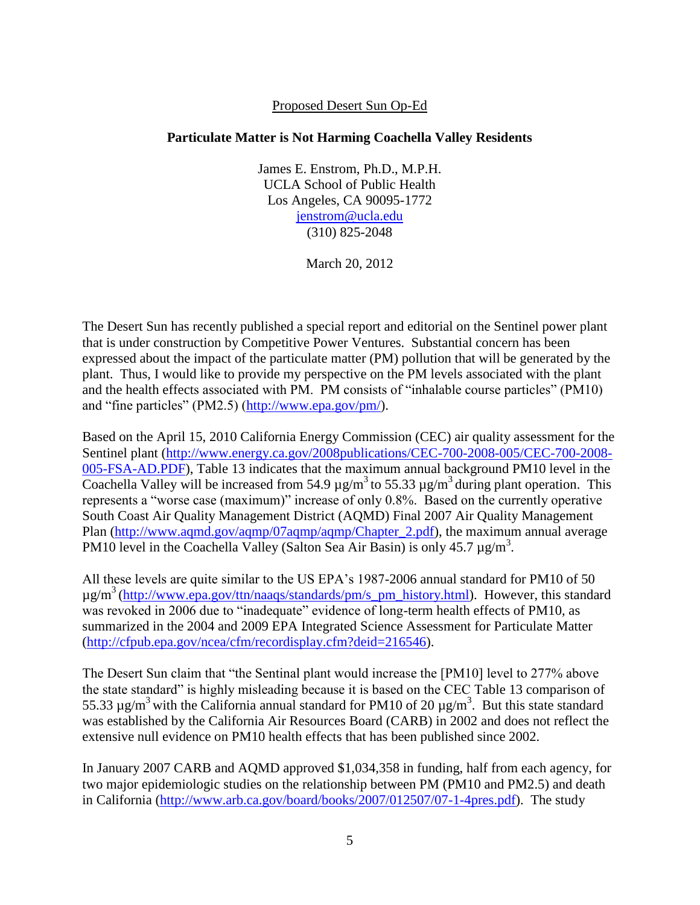Proposed Desert Sun Op-Ed

**Particulate Matter is Not Harming Coachella Valley Residents**

James E. Enstrom, Ph.D., M.P.H.
UCLA School of Public Health
Los Angeles, CA 90095-1772
jenstrom@ucla.edu
(310) 825-2048

March 20, 2012

The Desert Sun has recently published a special report and editorial on the Sentinel power plant that is under construction by Competitive Power Ventures. Substantial concern has been expressed about the impact of the particulate matter (PM) pollution that will be generated by the plant. Thus, I would like to provide my perspective on the PM levels associated with the plant and the health effects associated with PM. PM consists of "inhalable course particles" (PM10) and "fine particles" (PM2.5) (http://www.epa.gov/pm/).

Based on the April 15, 2010 California Energy Commission (CEC) air quality assessment for the Sentinel plant (http://www.energy.ca.gov/2008publications/CEC-700-2008-005/CEC-700-2008-005-FSA-AD.PDF), Table 13 indicates that the maximum annual background PM10 level in the Coachella Valley will be increased from 54.9 $\mu g/m^3$ to 55.33 $\mu g/m^3$ during plant operation. This represents a "worse case (maximum)" increase of only 0.8%. Based on the currently operative South Coast Air Quality Management District (AQMD) Final 2007 Air Quality Management Plan (http://www.aqmd.gov/aqmp/07aqmp/aqmp/Chapter_2.pdf), the maximum annual average PM10 level in the Coachella Valley (Salton Sea Air Basin) is only 45.7 $\mu g/m^3$.

All these levels are quite similar to the US EPA's 1987-2006 annual standard for PM10 of 50 $\mu g/m^3$ (http://www.epa.gov/ttn/naaqs/standards/pm/s_pm_history.html). However, this standard was revoked in 2006 due to "inadequate" evidence of long-term health effects of PM10, as summarized in the 2004 and 2009 EPA Integrated Science Assessment for Particulate Matter (http://cfpub.epa.gov/ncea/cfm/recordisplay.cfm?deid=216546).

The Desert Sun claim that "the Sentinal plant would increase the [PM10] level to 277% above the state standard" is highly misleading because it is based on the CEC Table 13 comparison of 55.33 $\mu g/m^3$ with the California annual standard for PM10 of 20 $\mu g/m^3$. But this state standard was established by the California Air Resources Board (CARB) in 2002 and does not reflect the extensive null evidence on PM10 health effects that has been published since 2002.

In January 2007 CARB and AQMD approved $1,034,358 in funding, half from each agency, for two major epidemiologic studies on the relationship between PM (PM10 and PM2.5) and death in California (http://www.arb.ca.gov/board/books/2007/012507/07-1-4pres.pdf). The study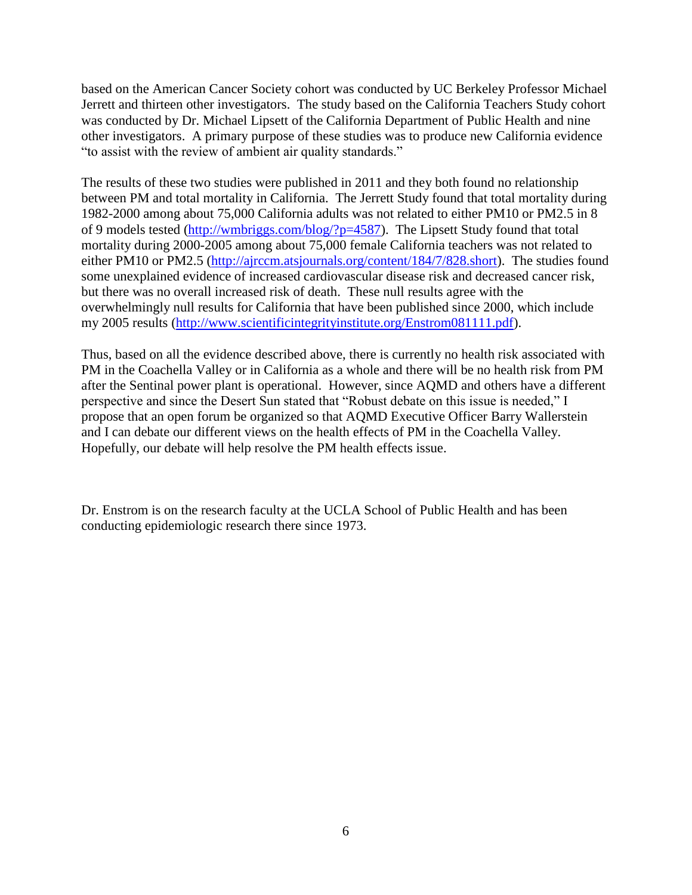based on the American Cancer Society cohort was conducted by UC Berkeley Professor Michael Jerrett and thirteen other investigators. The study based on the California Teachers Study cohort was conducted by Dr. Michael Lipsett of the California Department of Public Health and nine other investigators. A primary purpose of these studies was to produce new California evidence "to assist with the review of ambient air quality standards."

The results of these two studies were published in 2011 and they both found no relationship between PM and total mortality in California. The Jerrett Study found that total mortality during 1982-2000 among about 75,000 California adults was not related to either PM10 or PM2.5 in 8 of 9 models tested (http://wmbriggs.com/blog/?p=4587). The Lipsett Study found that total mortality during 2000-2005 among about 75,000 female California teachers was not related to either PM10 or PM2.5 (http://ajrccm.atsjournals.org/content/184/7/828.short). The studies found some unexplained evidence of increased cardiovascular disease risk and decreased cancer risk, but there was no overall increased risk of death. These null results agree with the overwhelmingly null results for California that have been published since 2000, which include my 2005 results (http://www.scientificintegrityinstitute.org/Enstrom081111.pdf).

Thus, based on all the evidence described above, there is currently no health risk associated with PM in the Coachella Valley or in California as a whole and there will be no health risk from PM after the Sentinal power plant is operational. However, since AQMD and others have a different perspective and since the Desert Sun stated that "Robust debate on this issue is needed," I propose that an open forum be organized so that AQMD Executive Officer Barry Wallerstein and I can debate our different views on the health effects of PM in the Coachella Valley. Hopefully, our debate will help resolve the PM health effects issue.

Dr. Enstrom is on the research faculty at the UCLA School of Public Health and has been conducting epidemiologic research there since 1973.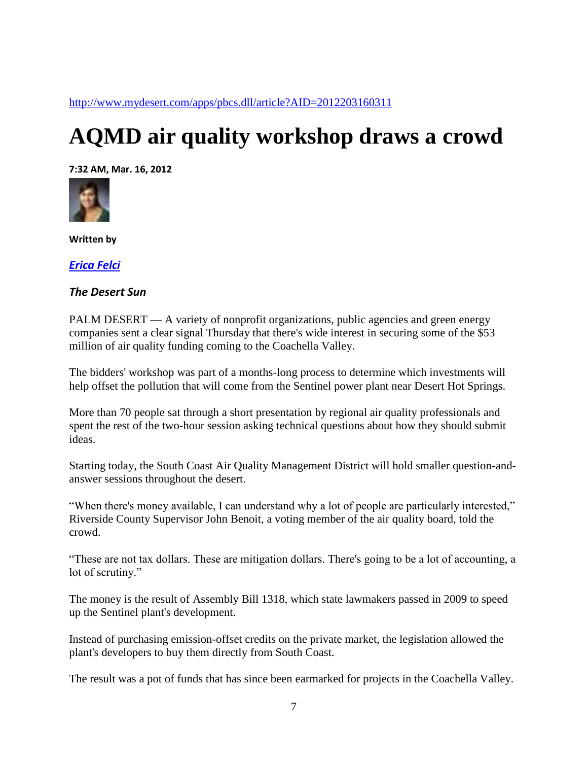http://www.mydesert.com/apps/pbcs.dll/article?AID=2012203160311

# AQMD air quality workshop draws a crowd

**7:32 AM, Mar. 16, 2012**

**Written by**

***Erica Felci***

***The Desert Sun***

PALM DESERT — A variety of nonprofit organizations, public agencies and green energy companies sent a clear signal Thursday that there's wide interest in securing some of the $53 million of air quality funding coming to the Coachella Valley.

The bidders' workshop was part of a months-long process to determine which investments will help offset the pollution that will come from the Sentinel power plant near Desert Hot Springs.

More than 70 people sat through a short presentation by regional air quality professionals and spent the rest of the two-hour session asking technical questions about how they should submit ideas.

Starting today, the South Coast Air Quality Management District will hold smaller question-and-answer sessions throughout the desert.

"When there's money available, I can understand why a lot of people are particularly interested," Riverside County Supervisor John Benoit, a voting member of the air quality board, told the crowd.

"These are not tax dollars. These are mitigation dollars. There's going to be a lot of accounting, a lot of scrutiny."

The money is the result of Assembly Bill 1318, which state lawmakers passed in 2009 to speed up the Sentinel plant's development.

Instead of purchasing emission-offset credits on the private market, the legislation allowed the plant's developers to buy them directly from South Coast.

The result was a pot of funds that has since been earmarked for projects in the Coachella Valley.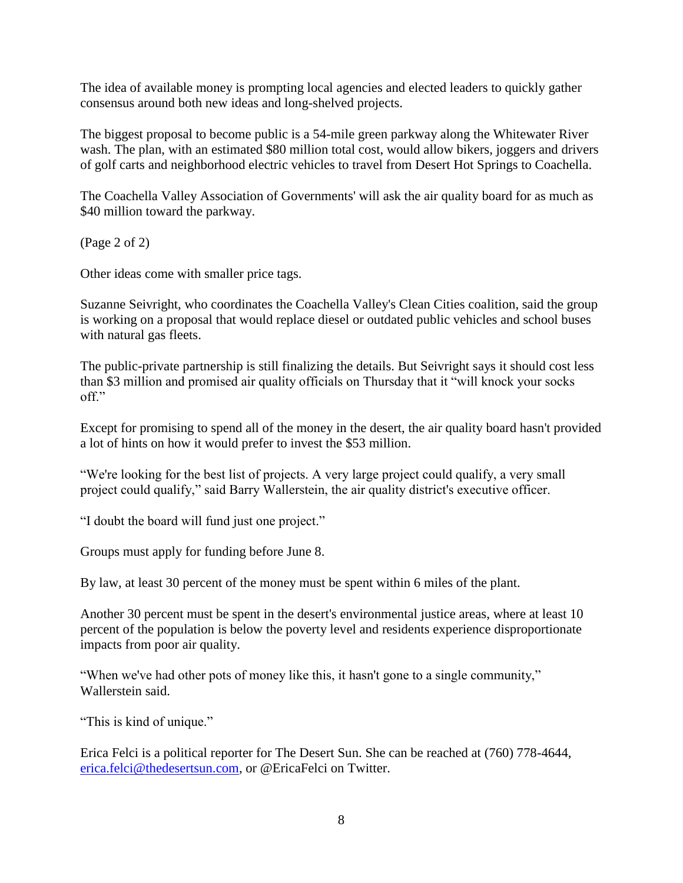The idea of available money is prompting local agencies and elected leaders to quickly gather consensus around both new ideas and long-shelved projects.

The biggest proposal to become public is a 54-mile green parkway along the Whitewater River wash. The plan, with an estimated $80 million total cost, would allow bikers, joggers and drivers of golf carts and neighborhood electric vehicles to travel from Desert Hot Springs to Coachella.

The Coachella Valley Association of Governments' will ask the air quality board for as much as $40 million toward the parkway.

(Page 2 of 2)

Other ideas come with smaller price tags.

Suzanne Seivright, who coordinates the Coachella Valley's Clean Cities coalition, said the group is working on a proposal that would replace diesel or outdated public vehicles and school buses with natural gas fleets.

The public-private partnership is still finalizing the details. But Seivright says it should cost less than $3 million and promised air quality officials on Thursday that it "will knock your socks off."

Except for promising to spend all of the money in the desert, the air quality board hasn't provided a lot of hints on how it would prefer to invest the $53 million.

"We're looking for the best list of projects. A very large project could qualify, a very small project could qualify," said Barry Wallerstein, the air quality district's executive officer.

"I doubt the board will fund just one project."

Groups must apply for funding before June 8.

By law, at least 30 percent of the money must be spent within 6 miles of the plant.

Another 30 percent must be spent in the desert's environmental justice areas, where at least 10 percent of the population is below the poverty level and residents experience disproportionate impacts from poor air quality.

"When we've had other pots of money like this, it hasn't gone to a single community," Wallerstein said.

"This is kind of unique."

Erica Felci is a political reporter for The Desert Sun. She can be reached at (760) 778-4644, erica.felci@thedesertsun.com, or @EricaFelci on Twitter.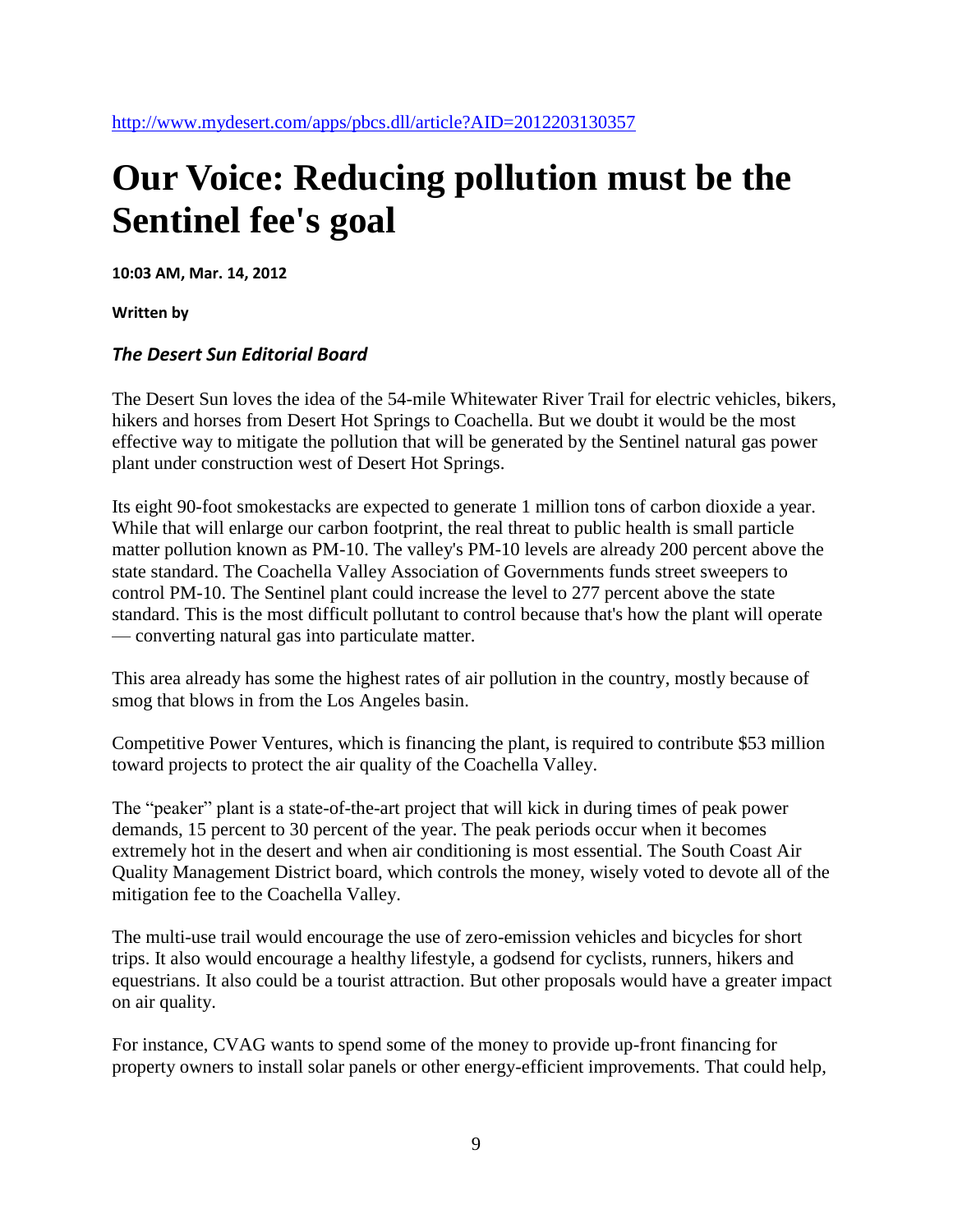http://www.mydesert.com/apps/pbcs.dll/article?AID=2012203130357

# Our Voice: Reducing pollution must be the Sentinel fee's goal

**10:03 AM, Mar. 14, 2012**

**Written by**

***The Desert Sun Editorial Board***

The Desert Sun loves the idea of the 54-mile Whitewater River Trail for electric vehicles, bikers, hikers and horses from Desert Hot Springs to Coachella. But we doubt it would be the most effective way to mitigate the pollution that will be generated by the Sentinel natural gas power plant under construction west of Desert Hot Springs.

Its eight 90-foot smokestacks are expected to generate 1 million tons of carbon dioxide a year. While that will enlarge our carbon footprint, the real threat to public health is small particle matter pollution known as PM-10. The valley's PM-10 levels are already 200 percent above the state standard. The Coachella Valley Association of Governments funds street sweepers to control PM-10. The Sentinel plant could increase the level to 277 percent above the state standard. This is the most difficult pollutant to control because that's how the plant will operate — converting natural gas into particulate matter.

This area already has some the highest rates of air pollution in the country, mostly because of smog that blows in from the Los Angeles basin.

Competitive Power Ventures, which is financing the plant, is required to contribute $53 million toward projects to protect the air quality of the Coachella Valley.

The "peaker" plant is a state-of-the-art project that will kick in during times of peak power demands, 15 percent to 30 percent of the year. The peak periods occur when it becomes extremely hot in the desert and when air conditioning is most essential. The South Coast Air Quality Management District board, which controls the money, wisely voted to devote all of the mitigation fee to the Coachella Valley.

The multi-use trail would encourage the use of zero-emission vehicles and bicycles for short trips. It also would encourage a healthy lifestyle, a godsend for cyclists, runners, hikers and equestrians. It also could be a tourist attraction. But other proposals would have a greater impact on air quality.

For instance, CVAG wants to spend some of the money to provide up-front financing for property owners to install solar panels or other energy-efficient improvements. That could help,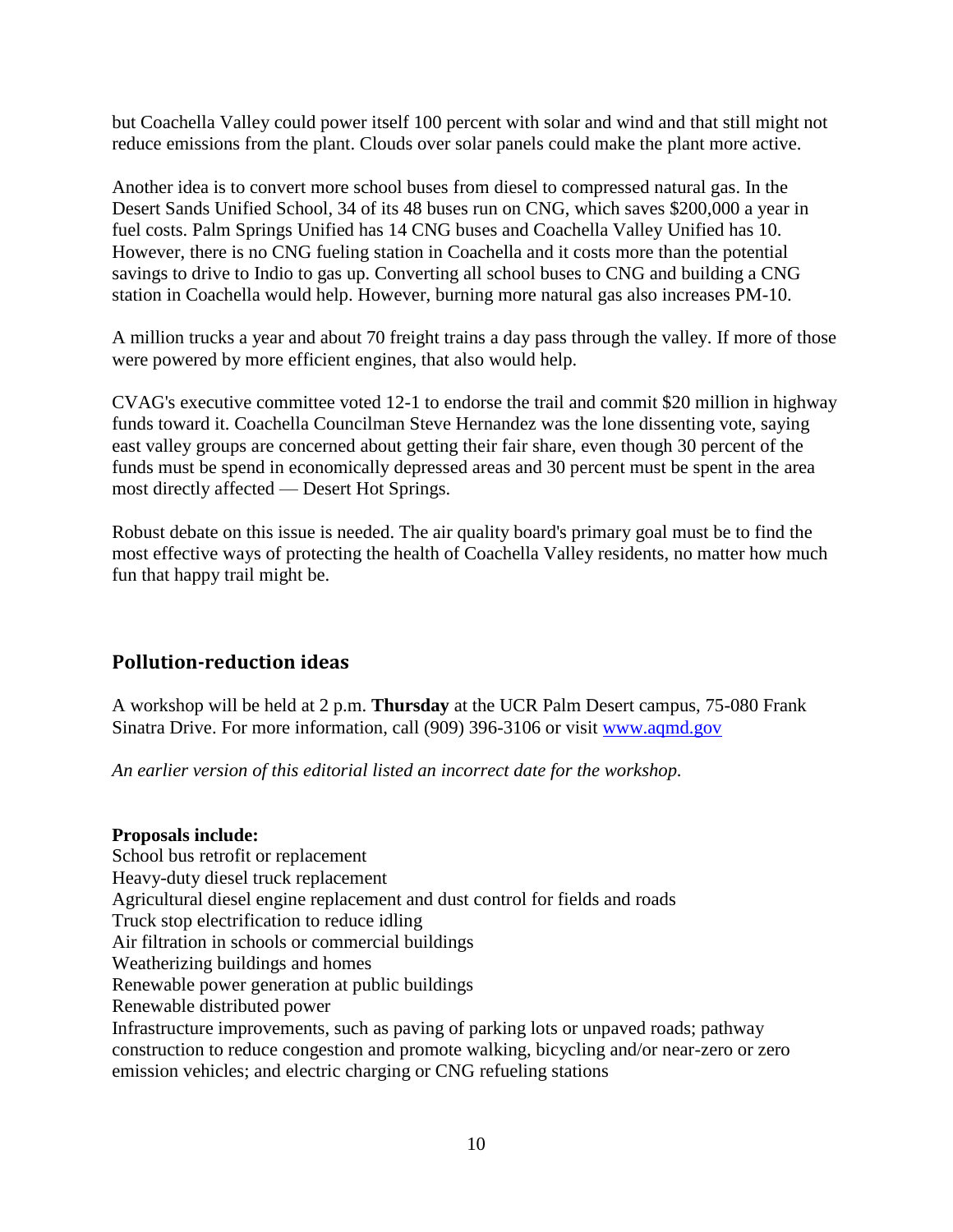but Coachella Valley could power itself 100 percent with solar and wind and that still might not reduce emissions from the plant. Clouds over solar panels could make the plant more active.

Another idea is to convert more school buses from diesel to compressed natural gas. In the Desert Sands Unified School, 34 of its 48 buses run on CNG, which saves $200,000 a year in fuel costs. Palm Springs Unified has 14 CNG buses and Coachella Valley Unified has 10. However, there is no CNG fueling station in Coachella and it costs more than the potential savings to drive to Indio to gas up. Converting all school buses to CNG and building a CNG station in Coachella would help. However, burning more natural gas also increases PM-10.

A million trucks a year and about 70 freight trains a day pass through the valley. If more of those were powered by more efficient engines, that also would help.

CVAG's executive committee voted 12-1 to endorse the trail and commit $20 million in highway funds toward it. Coachella Councilman Steve Hernandez was the lone dissenting vote, saying east valley groups are concerned about getting their fair share, even though 30 percent of the funds must be spend in economically depressed areas and 30 percent must be spent in the area most directly affected — Desert Hot Springs.

Robust debate on this issue is needed. The air quality board's primary goal must be to find the most effective ways of protecting the health of Coachella Valley residents, no matter how much fun that happy trail might be.

## Pollution-reduction ideas

A workshop will be held at 2 p.m. **Thursday** at the UCR Palm Desert campus, 75-080 Frank Sinatra Drive. For more information, call (909) 396-3106 or visit [www.aqmd.gov](www.aqmd.gov)

*An earlier version of this editorial listed an incorrect date for the workshop.*

**Proposals include:**

School bus retrofit or replacement
Heavy-duty diesel truck replacement
Agricultural diesel engine replacement and dust control for fields and roads
Truck stop electrification to reduce idling
Air filtration in schools or commercial buildings
Weatherizing buildings and homes
Renewable power generation at public buildings
Renewable distributed power
Infrastructure improvements, such as paving of parking lots or unpaved roads; pathway construction to reduce congestion and promote walking, bicycling and/or near-zero or zero emission vehicles; and electric charging or CNG refueling stations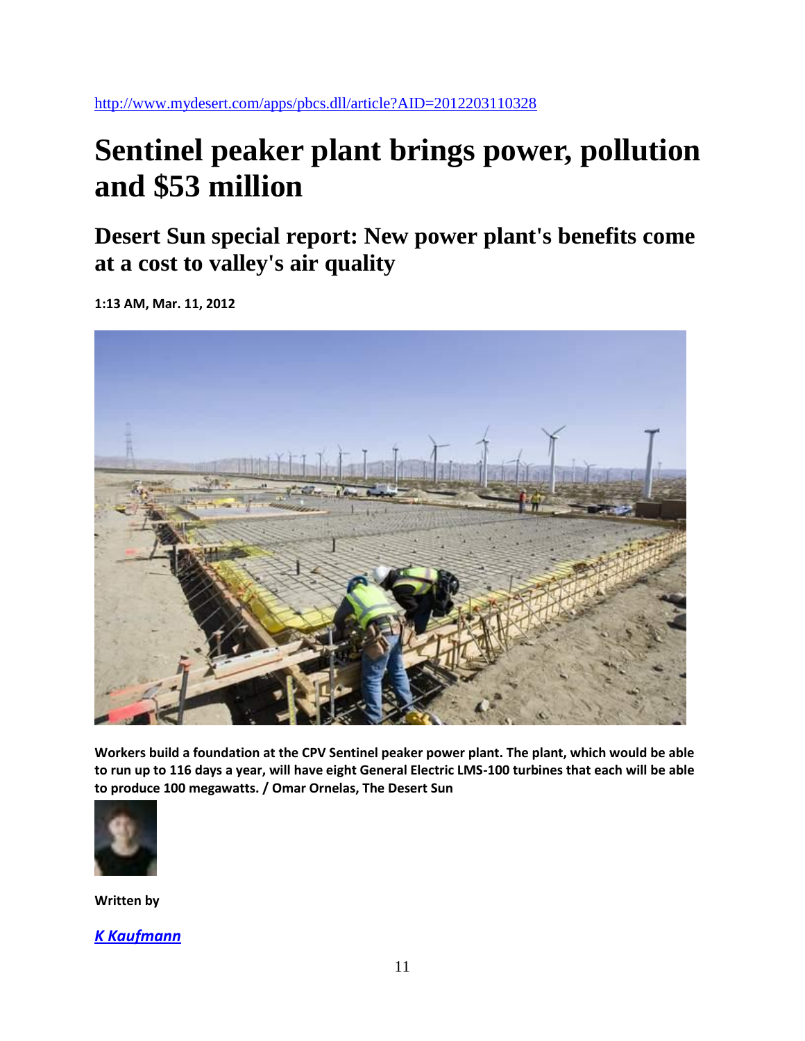http://www.mydesert.com/apps/pbcs.dll/article?AID=2012203110328

# Sentinel peaker plant brings power, pollution and $53 million

## Desert Sun special report: New power plant's benefits come at a cost to valley's air quality

**1:13 AM, Mar. 11, 2012**

**Workers build a foundation at the CPV Sentinel peaker power plant. The plant, which would be able to run up to 116 days a year, will have eight General Electric LMS-100 turbines that each will be able to produce 100 megawatts. / Omar Ornelas, The Desert Sun**

**Written by**

***K Kaufmann***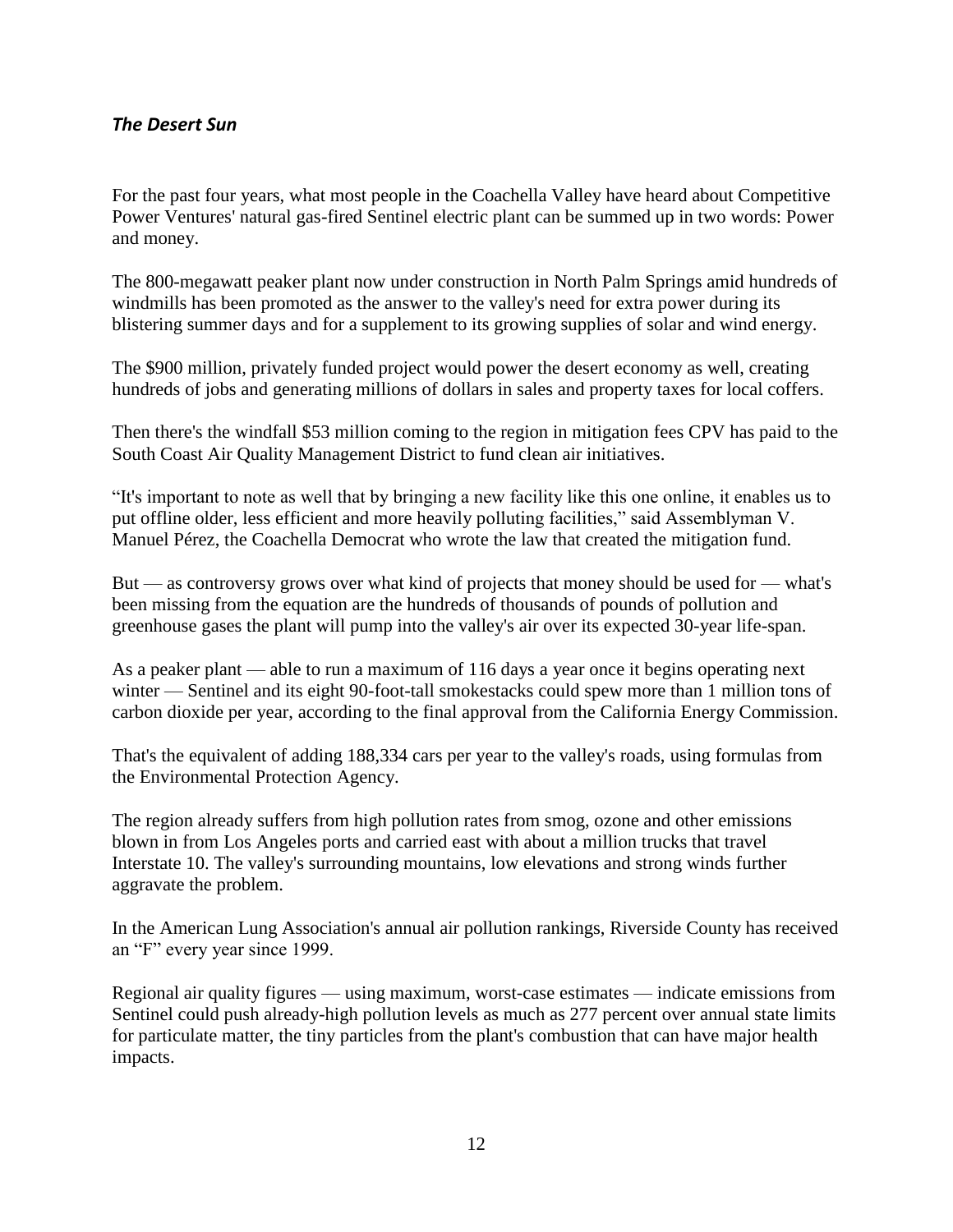***The Desert Sun***

For the past four years, what most people in the Coachella Valley have heard about Competitive Power Ventures' natural gas-fired Sentinel electric plant can be summed up in two words: Power and money.

The 800-megawatt peaker plant now under construction in North Palm Springs amid hundreds of windmills has been promoted as the answer to the valley's need for extra power during its blistering summer days and for a supplement to its growing supplies of solar and wind energy.

The $900 million, privately funded project would power the desert economy as well, creating hundreds of jobs and generating millions of dollars in sales and property taxes for local coffers.

Then there's the windfall $53 million coming to the region in mitigation fees CPV has paid to the South Coast Air Quality Management District to fund clean air initiatives.

“It's important to note as well that by bringing a new facility like this one online, it enables us to put offline older, less efficient and more heavily polluting facilities,” said Assemblyman V. Manuel Pérez, the Coachella Democrat who wrote the law that created the mitigation fund.

But — as controversy grows over what kind of projects that money should be used for — what's been missing from the equation are the hundreds of thousands of pounds of pollution and greenhouse gases the plant will pump into the valley's air over its expected 30-year life-span.

As a peaker plant — able to run a maximum of 116 days a year once it begins operating next winter — Sentinel and its eight 90-foot-tall smokestacks could spew more than 1 million tons of carbon dioxide per year, according to the final approval from the California Energy Commission.

That's the equivalent of adding 188,334 cars per year to the valley's roads, using formulas from the Environmental Protection Agency.

The region already suffers from high pollution rates from smog, ozone and other emissions blown in from Los Angeles ports and carried east with about a million trucks that travel Interstate 10. The valley's surrounding mountains, low elevations and strong winds further aggravate the problem.

In the American Lung Association's annual air pollution rankings, Riverside County has received an “F” every year since 1999.

Regional air quality figures — using maximum, worst-case estimates — indicate emissions from Sentinel could push already-high pollution levels as much as 277 percent over annual state limits for particulate matter, the tiny particles from the plant's combustion that can have major health impacts.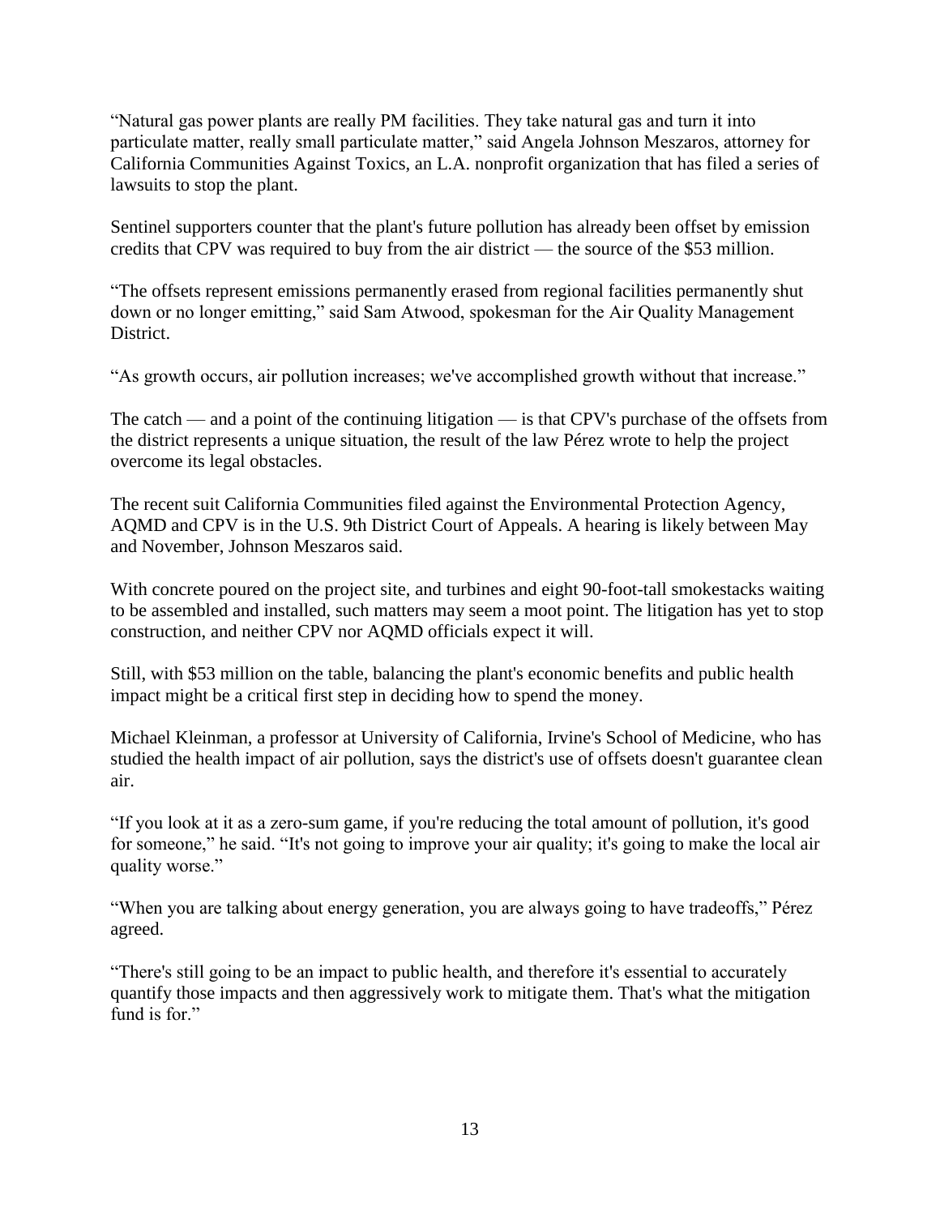"Natural gas power plants are really PM facilities. They take natural gas and turn it into particulate matter, really small particulate matter," said Angela Johnson Meszaros, attorney for California Communities Against Toxics, an L.A. nonprofit organization that has filed a series of lawsuits to stop the plant.

Sentinel supporters counter that the plant's future pollution has already been offset by emission credits that CPV was required to buy from the air district — the source of the $53 million.

"The offsets represent emissions permanently erased from regional facilities permanently shut down or no longer emitting," said Sam Atwood, spokesman for the Air Quality Management District.

"As growth occurs, air pollution increases; we've accomplished growth without that increase."

The catch — and a point of the continuing litigation — is that CPV's purchase of the offsets from the district represents a unique situation, the result of the law Pérez wrote to help the project overcome its legal obstacles.

The recent suit California Communities filed against the Environmental Protection Agency, AQMD and CPV is in the U.S. 9th District Court of Appeals. A hearing is likely between May and November, Johnson Meszaros said.

With concrete poured on the project site, and turbines and eight 90-foot-tall smokestacks waiting to be assembled and installed, such matters may seem a moot point. The litigation has yet to stop construction, and neither CPV nor AQMD officials expect it will.

Still, with $53 million on the table, balancing the plant's economic benefits and public health impact might be a critical first step in deciding how to spend the money.

Michael Kleinman, a professor at University of California, Irvine's School of Medicine, who has studied the health impact of air pollution, says the district's use of offsets doesn't guarantee clean air.

"If you look at it as a zero-sum game, if you're reducing the total amount of pollution, it's good for someone," he said. "It's not going to improve your air quality; it's going to make the local air quality worse."

"When you are talking about energy generation, you are always going to have tradeoffs," Pérez agreed.

"There's still going to be an impact to public health, and therefore it's essential to accurately quantify those impacts and then aggressively work to mitigate them. That's what the mitigation fund is for."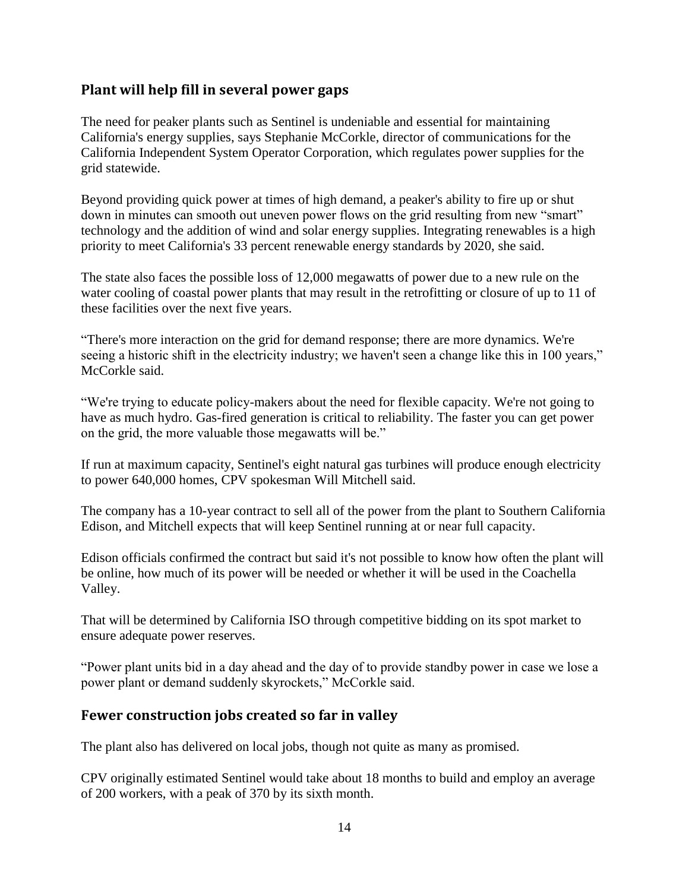## Plant will help fill in several power gaps

The need for peaker plants such as Sentinel is undeniable and essential for maintaining California's energy supplies, says Stephanie McCorkle, director of communications for the California Independent System Operator Corporation, which regulates power supplies for the grid statewide.

Beyond providing quick power at times of high demand, a peaker's ability to fire up or shut down in minutes can smooth out uneven power flows on the grid resulting from new "smart" technology and the addition of wind and solar energy supplies. Integrating renewables is a high priority to meet California's 33 percent renewable energy standards by 2020, she said.

The state also faces the possible loss of 12,000 megawatts of power due to a new rule on the water cooling of coastal power plants that may result in the retrofitting or closure of up to 11 of these facilities over the next five years.

"There's more interaction on the grid for demand response; there are more dynamics. We're seeing a historic shift in the electricity industry; we haven't seen a change like this in 100 years," McCorkle said.

"We're trying to educate policy-makers about the need for flexible capacity. We're not going to have as much hydro. Gas-fired generation is critical to reliability. The faster you can get power on the grid, the more valuable those megawatts will be."

If run at maximum capacity, Sentinel's eight natural gas turbines will produce enough electricity to power 640,000 homes, CPV spokesman Will Mitchell said.

The company has a 10-year contract to sell all of the power from the plant to Southern California Edison, and Mitchell expects that will keep Sentinel running at or near full capacity.

Edison officials confirmed the contract but said it's not possible to know how often the plant will be online, how much of its power will be needed or whether it will be used in the Coachella Valley.

That will be determined by California ISO through competitive bidding on its spot market to ensure adequate power reserves.

"Power plant units bid in a day ahead and the day of to provide standby power in case we lose a power plant or demand suddenly skyrockets," McCorkle said.

## Fewer construction jobs created so far in valley

The plant also has delivered on local jobs, though not quite as many as promised.

CPV originally estimated Sentinel would take about 18 months to build and employ an average of 200 workers, with a peak of 370 by its sixth month.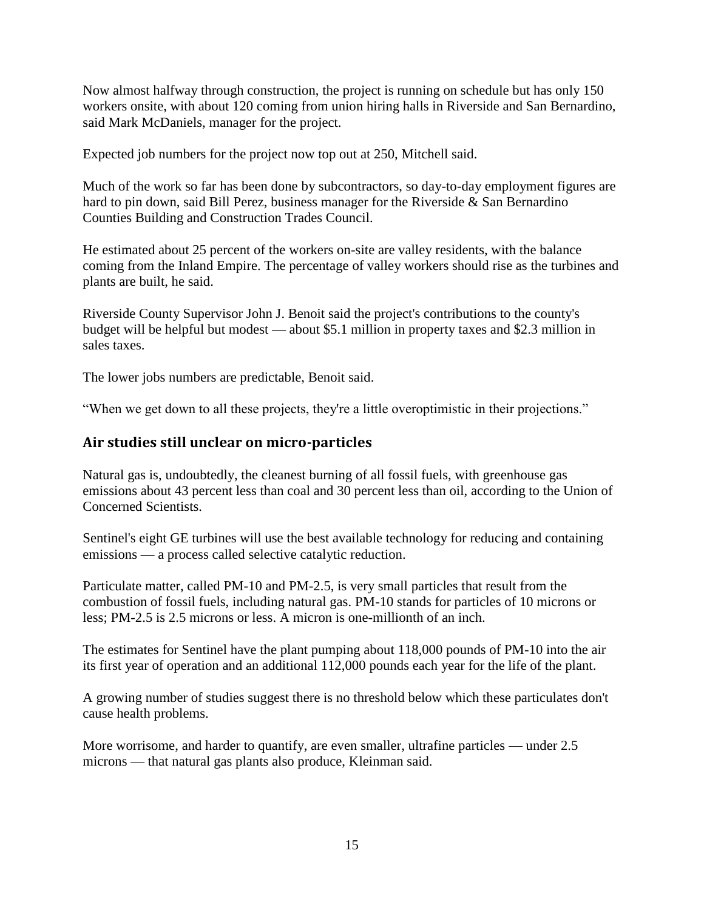Now almost halfway through construction, the project is running on schedule but has only 150 workers onsite, with about 120 coming from union hiring halls in Riverside and San Bernardino, said Mark McDaniels, manager for the project.

Expected job numbers for the project now top out at 250, Mitchell said.

Much of the work so far has been done by subcontractors, so day-to-day employment figures are hard to pin down, said Bill Perez, business manager for the Riverside & San Bernardino Counties Building and Construction Trades Council.

He estimated about 25 percent of the workers on-site are valley residents, with the balance coming from the Inland Empire. The percentage of valley workers should rise as the turbines and plants are built, he said.

Riverside County Supervisor John J. Benoit said the project's contributions to the county's budget will be helpful but modest — about $5.1 million in property taxes and $2.3 million in sales taxes.

The lower jobs numbers are predictable, Benoit said.

"When we get down to all these projects, they're a little overoptimistic in their projections."

## Air studies still unclear on micro-particles

Natural gas is, undoubtedly, the cleanest burning of all fossil fuels, with greenhouse gas emissions about 43 percent less than coal and 30 percent less than oil, according to the Union of Concerned Scientists.

Sentinel's eight GE turbines will use the best available technology for reducing and containing emissions — a process called selective catalytic reduction.

Particulate matter, called PM-10 and PM-2.5, is very small particles that result from the combustion of fossil fuels, including natural gas. PM-10 stands for particles of 10 microns or less; PM-2.5 is 2.5 microns or less. A micron is one-millionth of an inch.

The estimates for Sentinel have the plant pumping about 118,000 pounds of PM-10 into the air its first year of operation and an additional 112,000 pounds each year for the life of the plant.

A growing number of studies suggest there is no threshold below which these particulates don't cause health problems.

More worrisome, and harder to quantify, are even smaller, ultrafine particles — under 2.5 microns — that natural gas plants also produce, Kleinman said.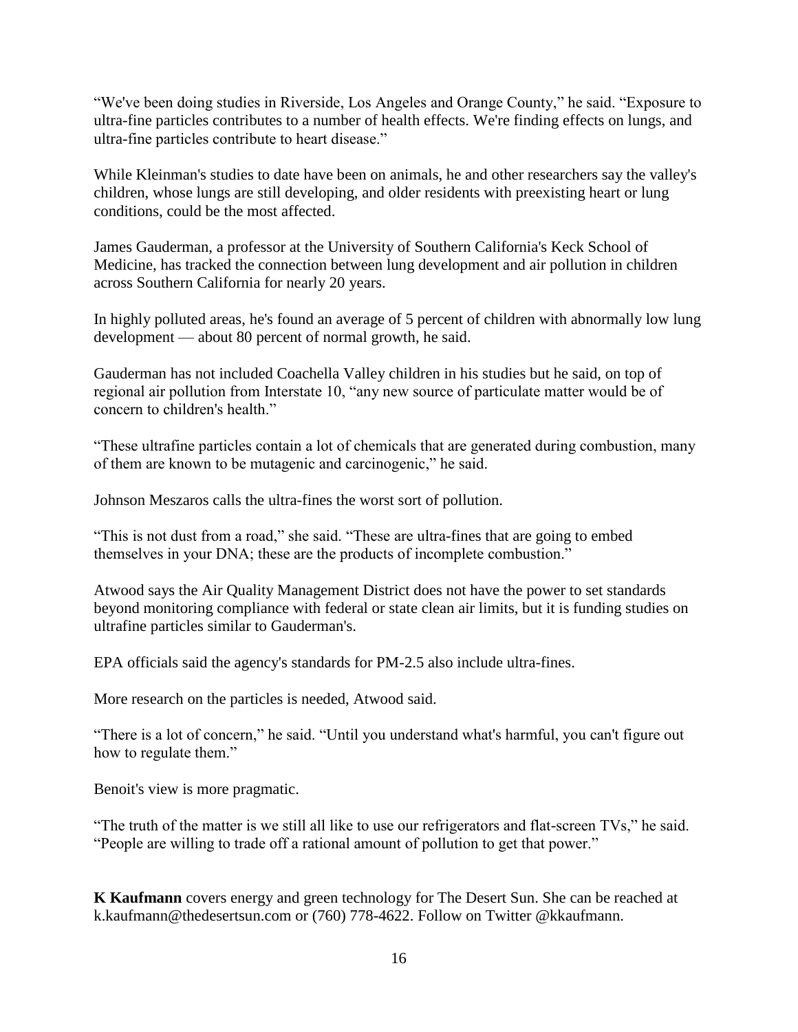"We've been doing studies in Riverside, Los Angeles and Orange County," he said. "Exposure to ultra-fine particles contributes to a number of health effects. We're finding effects on lungs, and ultra-fine particles contribute to heart disease."

While Kleinman's studies to date have been on animals, he and other researchers say the valley's children, whose lungs are still developing, and older residents with preexisting heart or lung conditions, could be the most affected.

James Gauderman, a professor at the University of Southern California's Keck School of Medicine, has tracked the connection between lung development and air pollution in children across Southern California for nearly 20 years.

In highly polluted areas, he's found an average of 5 percent of children with abnormally low lung development — about 80 percent of normal growth, he said.

Gauderman has not included Coachella Valley children in his studies but he said, on top of regional air pollution from Interstate 10, "any new source of particulate matter would be of concern to children's health."

"These ultrafine particles contain a lot of chemicals that are generated during combustion, many of them are known to be mutagenic and carcinogenic," he said.

Johnson Meszaros calls the ultra-fines the worst sort of pollution.

"This is not dust from a road," she said. "These are ultra-fines that are going to embed themselves in your DNA; these are the products of incomplete combustion."

Atwood says the Air Quality Management District does not have the power to set standards beyond monitoring compliance with federal or state clean air limits, but it is funding studies on ultrafine particles similar to Gauderman's.

EPA officials said the agency's standards for PM-2.5 also include ultra-fines.

More research on the particles is needed, Atwood said.

"There is a lot of concern," he said. "Until you understand what's harmful, you can't figure out how to regulate them."

Benoit's view is more pragmatic.

"The truth of the matter is we still all like to use our refrigerators and flat-screen TVs," he said. "People are willing to trade off a rational amount of pollution to get that power."

**K Kaufmann** covers energy and green technology for The Desert Sun. She can be reached at k.kaufmann@thedesertsun.com or (760) 778-4622. Follow on Twitter @kkaufmann.